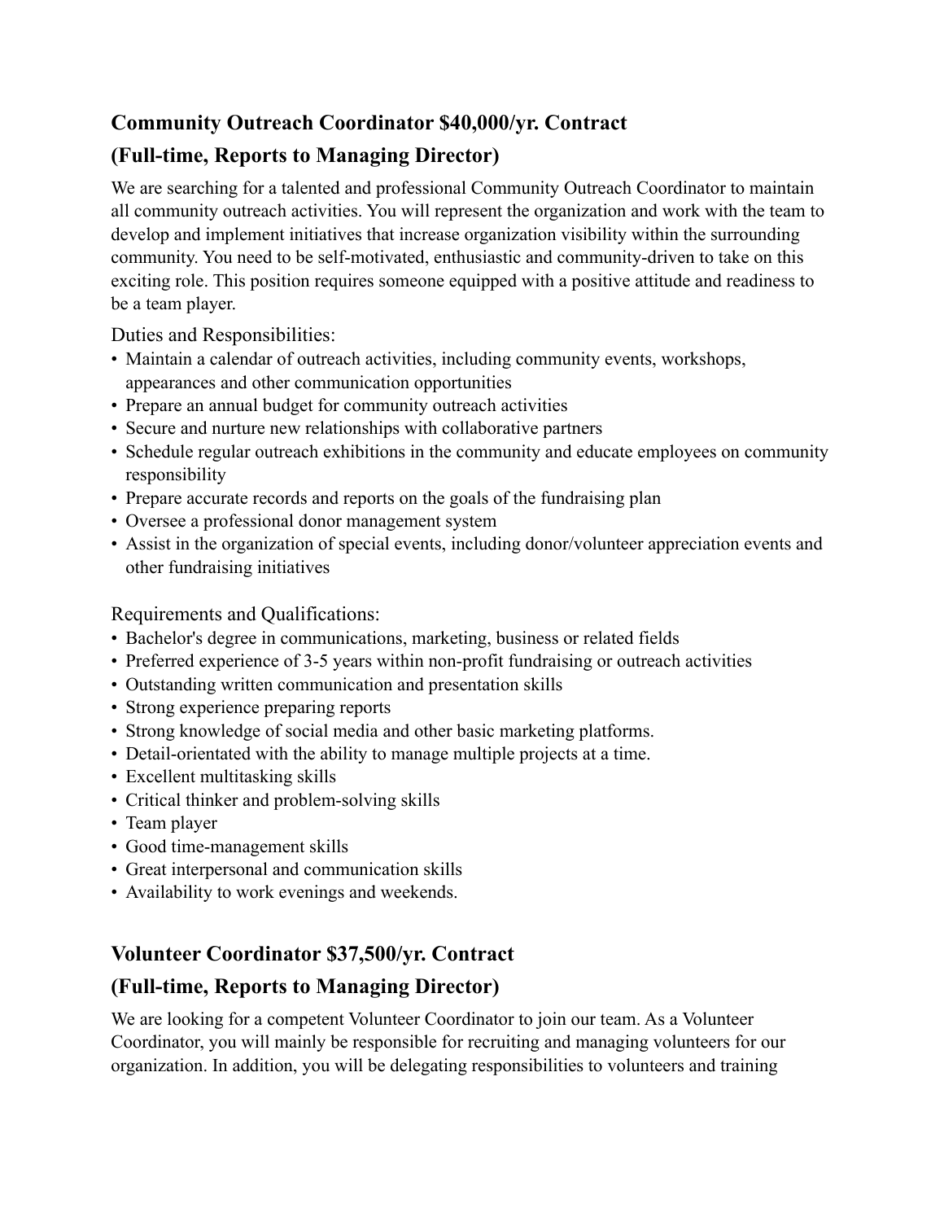## Community Outreach Coordinator $40,000/yr. Contract

## (Full-time, Reports to Managing Director)

We are searching for a talented and professional Community Outreach Coordinator to maintain all community outreach activities. You will represent the organization and work with the team to develop and implement initiatives that increase organization visibility within the surrounding community. You need to be self-motivated, enthusiastic and community-driven to take on this exciting role. This position requires someone equipped with a positive attitude and readiness to be a team player.

Duties and Responsibilities:

- Maintain a calendar of outreach activities, including community events, workshops, appearances and other communication opportunities
- Prepare an annual budget for community outreach activities
- Secure and nurture new relationships with collaborative partners
- Schedule regular outreach exhibitions in the community and educate employees on community responsibility
- Prepare accurate records and reports on the goals of the fundraising plan
- Oversee a professional donor management system
- Assist in the organization of special events, including donor/volunteer appreciation events and other fundraising initiatives

Requirements and Qualifications:

- Bachelor's degree in communications, marketing, business or related fields
- Preferred experience of 3-5 years within non-profit fundraising or outreach activities
- Outstanding written communication and presentation skills
- Strong experience preparing reports
- Strong knowledge of social media and other basic marketing platforms.
- Detail-orientated with the ability to manage multiple projects at a time.
- Excellent multitasking skills
- Critical thinker and problem-solving skills
- Team player
- Good time-management skills
- Great interpersonal and communication skills
- Availability to work evenings and weekends.

## Volunteer Coordinator $37,500/yr. Contract

## (Full-time, Reports to Managing Director)

We are looking for a competent Volunteer Coordinator to join our team. As a Volunteer Coordinator, you will mainly be responsible for recruiting and managing volunteers for our organization. In addition, you will be delegating responsibilities to volunteers and training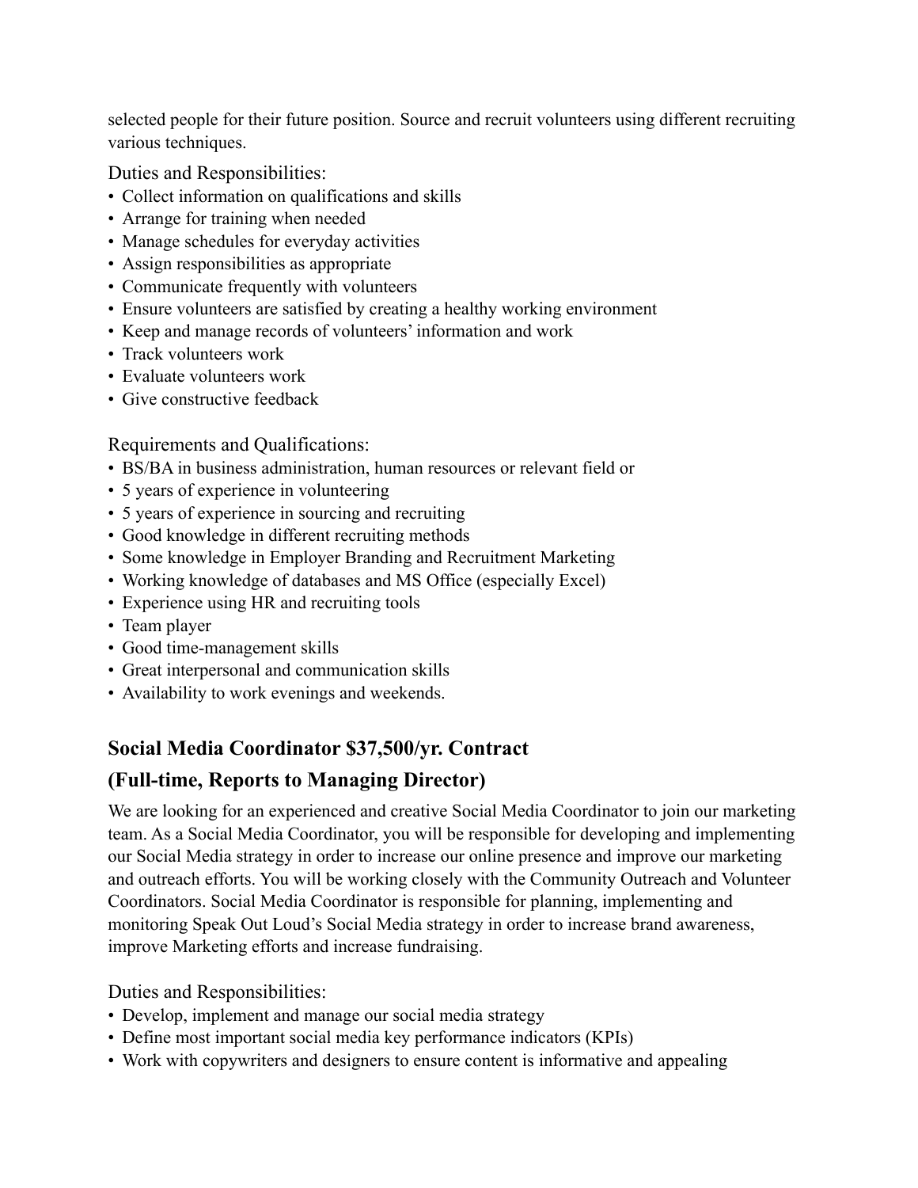selected people for their future position. Source and recruit volunteers using different recruiting various techniques.

Duties and Responsibilities:

- Collect information on qualifications and skills
- Arrange for training when needed
- Manage schedules for everyday activities
- Assign responsibilities as appropriate
- Communicate frequently with volunteers
- Ensure volunteers are satisfied by creating a healthy working environment
- Keep and manage records of volunteers' information and work
- Track volunteers work
- Evaluate volunteers work
- Give constructive feedback

Requirements and Qualifications:

- BS/BA in business administration, human resources or relevant field or
- 5 years of experience in volunteering
- 5 years of experience in sourcing and recruiting
- Good knowledge in different recruiting methods
- Some knowledge in Employer Branding and Recruitment Marketing
- Working knowledge of databases and MS Office (especially Excel)
- Experience using HR and recruiting tools
- Team player
- Good time-management skills
- Great interpersonal and communication skills
- Availability to work evenings and weekends.

## Social Media Coordinator $37,500/yr. Contract

## (Full-time, Reports to Managing Director)

We are looking for an experienced and creative Social Media Coordinator to join our marketing team. As a Social Media Coordinator, you will be responsible for developing and implementing our Social Media strategy in order to increase our online presence and improve our marketing and outreach efforts. You will be working closely with the Community Outreach and Volunteer Coordinators. Social Media Coordinator is responsible for planning, implementing and monitoring Speak Out Loud's Social Media strategy in order to increase brand awareness, improve Marketing efforts and increase fundraising.

Duties and Responsibilities:

- Develop, implement and manage our social media strategy
- Define most important social media key performance indicators (KPIs)
- Work with copywriters and designers to ensure content is informative and appealing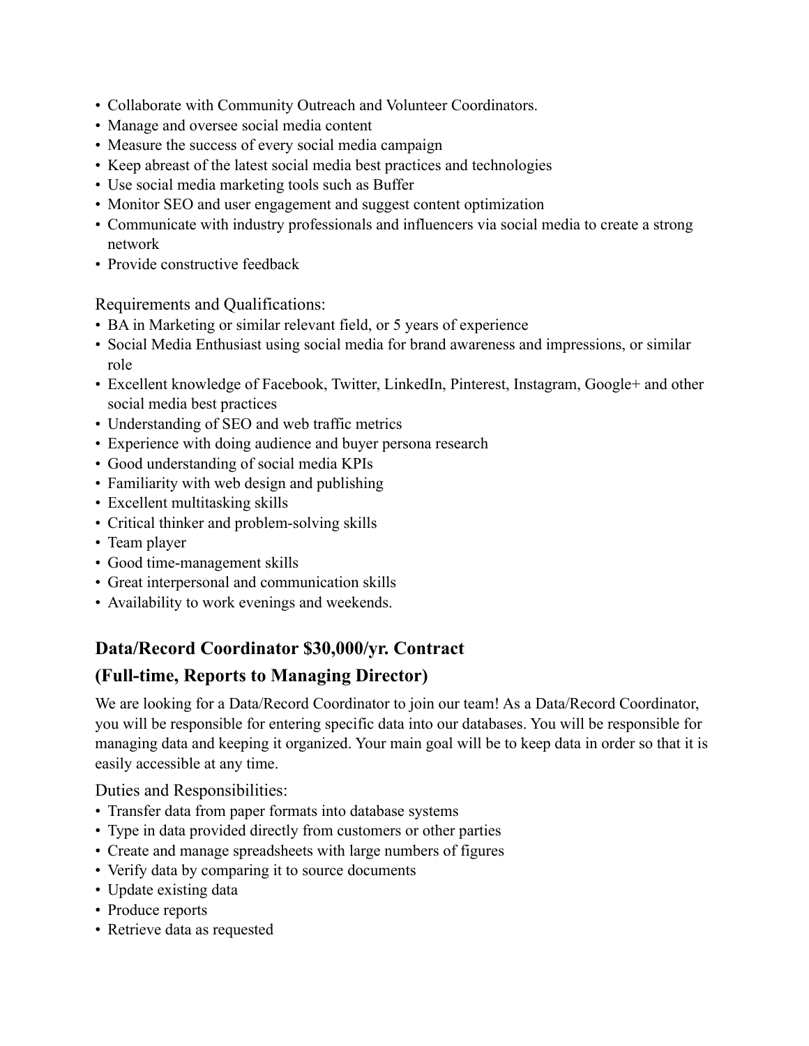- Collaborate with Community Outreach and Volunteer Coordinators.
- Manage and oversee social media content
- Measure the success of every social media campaign
- Keep abreast of the latest social media best practices and technologies
- Use social media marketing tools such as Buffer
- Monitor SEO and user engagement and suggest content optimization
- Communicate with industry professionals and influencers via social media to create a strong network
- Provide constructive feedback

Requirements and Qualifications:

- BA in Marketing or similar relevant field, or 5 years of experience
- Social Media Enthusiast using social media for brand awareness and impressions, or similar role
- Excellent knowledge of Facebook, Twitter, LinkedIn, Pinterest, Instagram, Google+ and other social media best practices
- Understanding of SEO and web traffic metrics
- Experience with doing audience and buyer persona research
- Good understanding of social media KPIs
- Familiarity with web design and publishing
- Excellent multitasking skills
- Critical thinker and problem-solving skills
- Team player
- Good time-management skills
- Great interpersonal and communication skills
- Availability to work evenings and weekends.

### Data/Record Coordinator $30,000/yr. Contract

### (Full-time, Reports to Managing Director)

We are looking for a Data/Record Coordinator to join our team! As a Data/Record Coordinator, you will be responsible for entering specific data into our databases. You will be responsible for managing data and keeping it organized. Your main goal will be to keep data in order so that it is easily accessible at any time.

Duties and Responsibilities:

- Transfer data from paper formats into database systems
- Type in data provided directly from customers or other parties
- Create and manage spreadsheets with large numbers of figures
- Verify data by comparing it to source documents
- Update existing data
- Produce reports
- Retrieve data as requested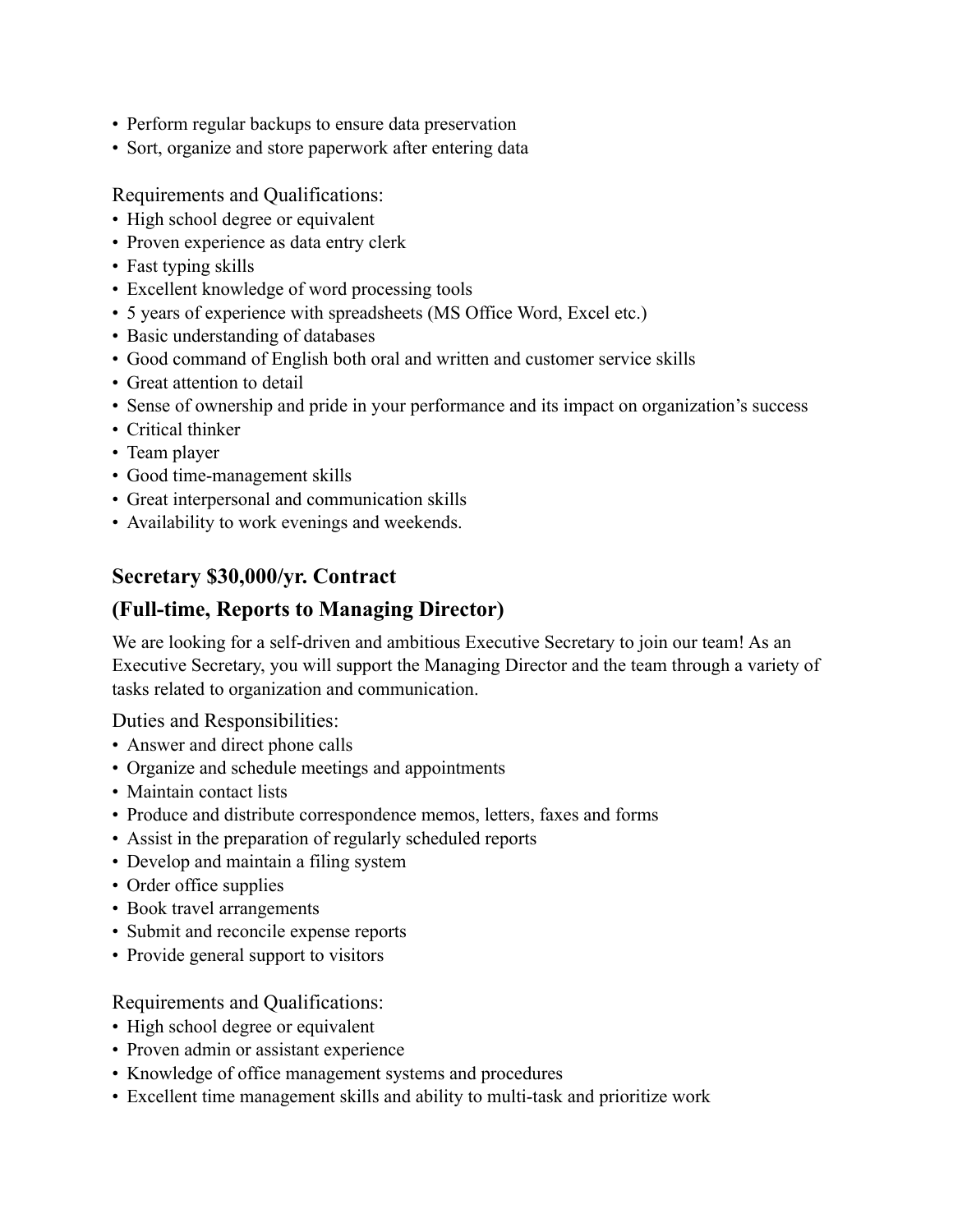- Perform regular backups to ensure data preservation
- Sort, organize and store paperwork after entering data

Requirements and Qualifications:

- High school degree or equivalent
- Proven experience as data entry clerk
- Fast typing skills
- Excellent knowledge of word processing tools
- 5 years of experience with spreadsheets (MS Office Word, Excel etc.)
- Basic understanding of databases
- Good command of English both oral and written and customer service skills
- Great attention to detail
- Sense of ownership and pride in your performance and its impact on organization's success
- Critical thinker
- Team player
- Good time-management skills
- Great interpersonal and communication skills
- Availability to work evenings and weekends.

## Secretary $30,000/yr. Contract

## (Full-time, Reports to Managing Director)

We are looking for a self-driven and ambitious Executive Secretary to join our team! As an Executive Secretary, you will support the Managing Director and the team through a variety of tasks related to organization and communication.

Duties and Responsibilities:

- Answer and direct phone calls
- Organize and schedule meetings and appointments
- Maintain contact lists
- Produce and distribute correspondence memos, letters, faxes and forms
- Assist in the preparation of regularly scheduled reports
- Develop and maintain a filing system
- Order office supplies
- Book travel arrangements
- Submit and reconcile expense reports
- Provide general support to visitors

Requirements and Qualifications:

- High school degree or equivalent
- Proven admin or assistant experience
- Knowledge of office management systems and procedures
- Excellent time management skills and ability to multi-task and prioritize work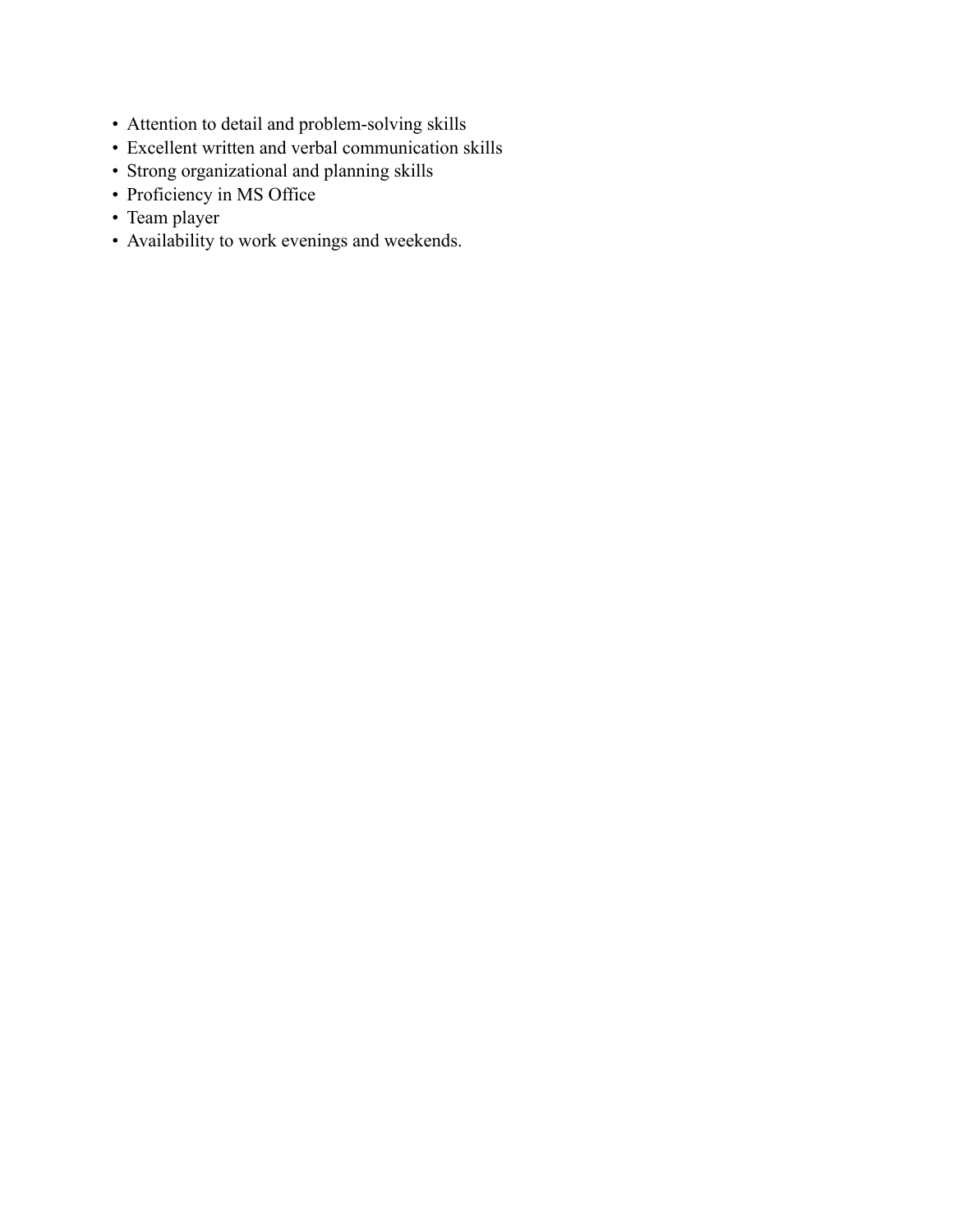- Attention to detail and problem-solving skills
- Excellent written and verbal communication skills
- Strong organizational and planning skills
- Proficiency in MS Office
- Team player
- Availability to work evenings and weekends.